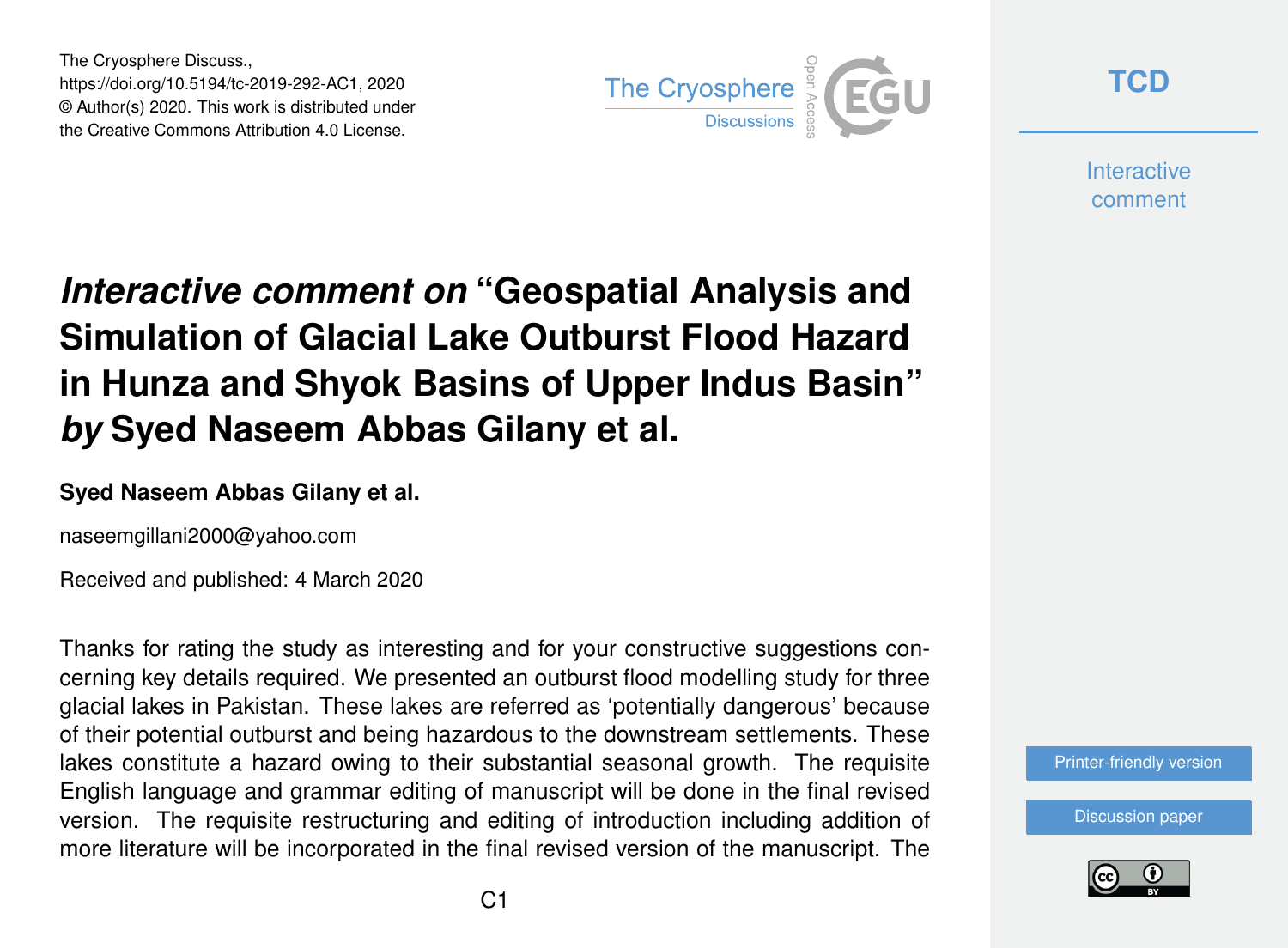# *Interactive comment on* "Geospatial Analysis and Simulation of Glacial Lake Outburst Flood Hazard in Hunza and Shyok Basins of Upper Indus Basin" *by* Syed Naseem Abbas Gilany et al.

**Syed Naseem Abbas Gilany et al.**

naseemgillani2000@yahoo.com

Received and published: 4 March 2020

Thanks for rating the study as interesting and for your constructive suggestions concerning key details required. We presented an outburst flood modelling study for three glacial lakes in Pakistan. These lakes are referred as 'potentially dangerous' because of their potential outburst and being hazardous to the downstream settlements. These lakes constitute a hazard owing to their substantial seasonal growth. The requisite English language and grammar editing of manuscript will be done in the final revised version. The requisite restructuring and editing of introduction including addition of more literature will be incorporated in the final revised version of the manuscript. The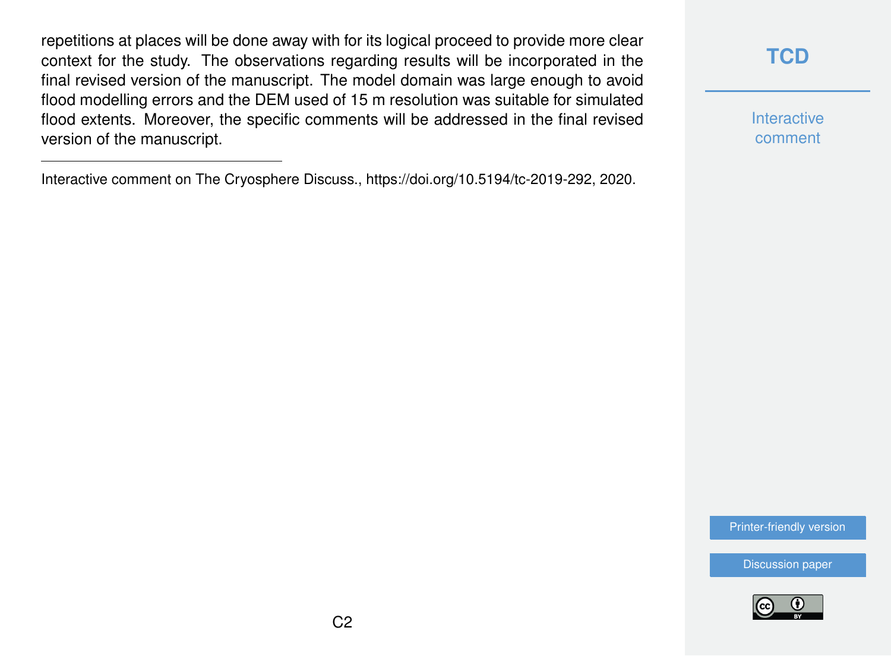repetitions at places will be done away with for its logical proceed to provide more clear context for the study. The observations regarding results will be incorporated in the final revised version of the manuscript. The model domain was large enough to avoid flood modelling errors and the DEM used of 15 m resolution was suitable for simulated flood extents. Moreover, the specific comments will be addressed in the final revised version of the manuscript.

---

Interactive comment on The Cryosphere Discuss., https://doi.org/10.5194/tc-2019-292, 2020.